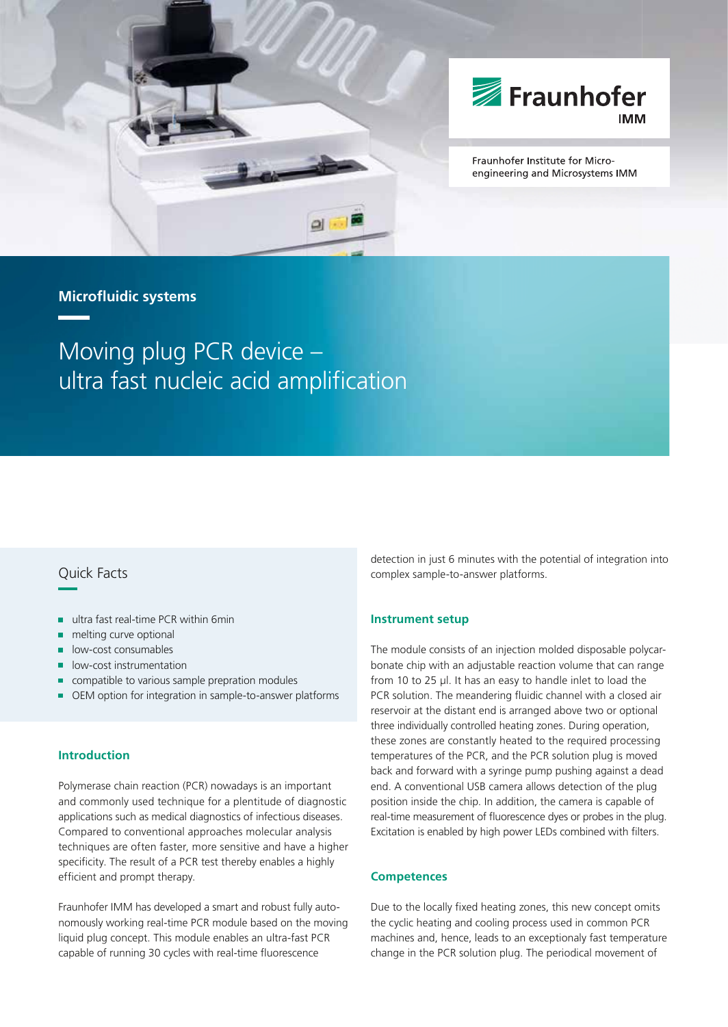Fraunhofer IMM

Fraunhofer Institute for Micro-engineering and Microsystems IMM

**Microfluidic systems**

# Moving plug PCR device – ultra fast nucleic acid amplification

## Quick Facts

- ultra fast real-time PCR within 6min
- melting curve optional
- low-cost consumables
- low-cost instrumentation
- compatible to various sample prepration modules
- OEM option for integration in sample-to-answer platforms

### Introduction

Polymerase chain reaction (PCR) nowadays is an important and commonly used technique for a plentitude of diagnostic applications such as medical diagnostics of infectious diseases. Compared to conventional approaches molecular analysis techniques are often faster, more sensitive and have a higher specificity. The result of a PCR test thereby enables a highly efficient and prompt therapy.

Fraunhofer IMM has developed a smart and robust fully autonomously working real-time PCR module based on the moving liquid plug concept. This module enables an ultra-fast PCR capable of running 30 cycles with real-time fluorescence detection in just 6 minutes with the potential of integration into complex sample-to-answer platforms.

### Instrument setup

The module consists of an injection molded disposable polycarbonate chip with an adjustable reaction volume that can range from 10 to 25 µl. It has an easy to handle inlet to load the PCR solution. The meandering fluidic channel with a closed air reservoir at the distant end is arranged above two or optional three individually controlled heating zones. During operation, these zones are constantly heated to the required processing temperatures of the PCR, and the PCR solution plug is moved back and forward with a syringe pump pushing against a dead end. A conventional USB camera allows detection of the plug position inside the chip. In addition, the camera is capable of real-time measurement of fluorescence dyes or probes in the plug. Excitation is enabled by high power LEDs combined with filters.

### Competences

Due to the locally fixed heating zones, this new concept omits the cyclic heating and cooling process used in common PCR machines and, hence, leads to an exceptionaly fast temperature change in the PCR solution plug. The periodical movement of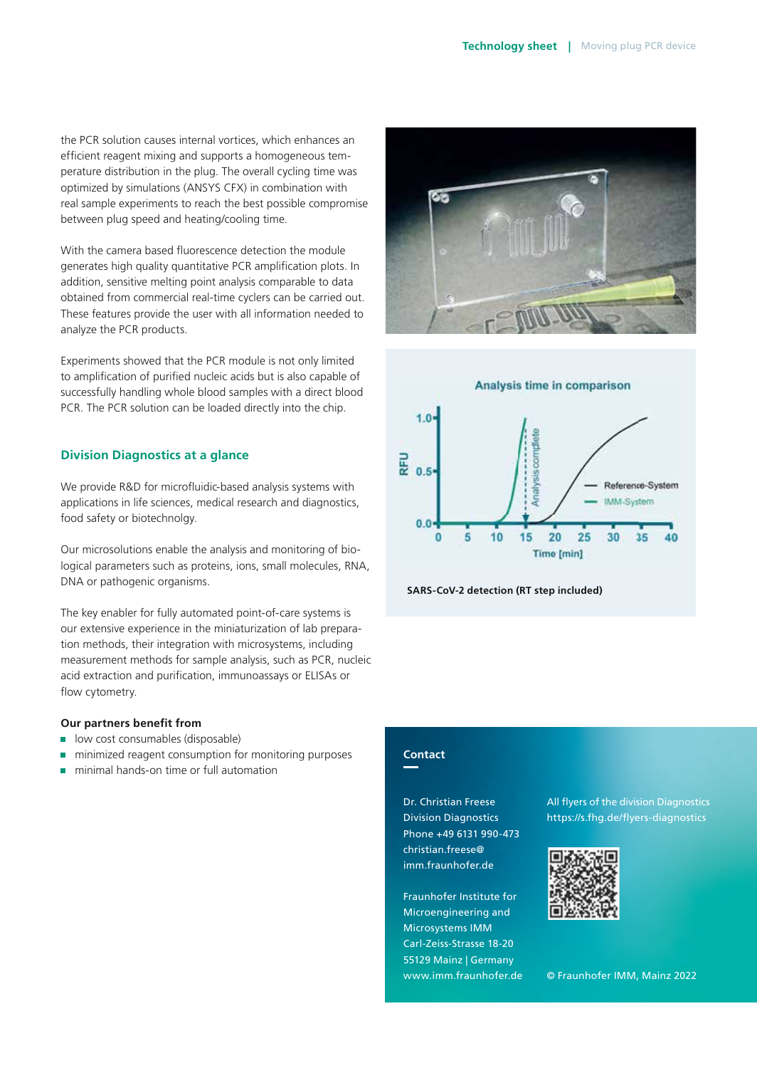the PCR solution causes internal vortices, which enhances an efficient reagent mixing and supports a homogeneous temperature distribution in the plug. The overall cycling time was optimized by simulations (ANSYS CFX) in combination with real sample experiments to reach the best possible compromise between plug speed and heating/cooling time.

With the camera based fluorescence detection the module generates high quality quantitative PCR amplification plots. In addition, sensitive melting point analysis comparable to data obtained from commercial real-time cyclers can be carried out. These features provide the user with all information needed to analyze the PCR products.

Experiments showed that the PCR module is not only limited to amplification of purified nucleic acids but is also capable of successfully handling whole blood samples with a direct blood PCR. The PCR solution can be loaded directly into the chip.

## Division Diagnostics at a glance

We provide R&D for microfluidic-based analysis systems with applications in life sciences, medical research and diagnostics, food safety or biotechnolgy.

Our microsolutions enable the analysis and monitoring of biological parameters such as proteins, ions, small molecules, RNA, DNA or pathogenic organisms.

The key enabler for fully automated point-of-care systems is our extensive experience in the miniaturization of lab preparation methods, their integration with microsystems, including measurement methods for sample analysis, such as PCR, nucleic acid extraction and purification, immunoassays or ELISAs or flow cytometry.

**Our partners benefit from**

- low cost consumables (disposable)
- minimized reagent consumption for monitoring purposes
- minimal hands-on time or full automation

Analysis time in comparison

RFU

1.0

0.5

0.0

Analysis complete

Reference-System

IMM-System

0 5 10 15 20 25 30 35 40

Time [min]

**SARS-CoV-2 detection (RT step included)**

## Contact

Dr. Christian Freese
Division Diagnostics
Phone +49 6131 990-473
christian.freese@imm.fraunhofer.de

Fraunhofer Institute for Microengineering and Microsystems IMM
Carl-Zeiss-Strasse 18-20
55129 Mainz | Germany
www.imm.fraunhofer.de

All flyers of the division Diagnostics
https://s.fhg.de/flyers-diagnostics

© Fraunhofer IMM, Mainz 2022